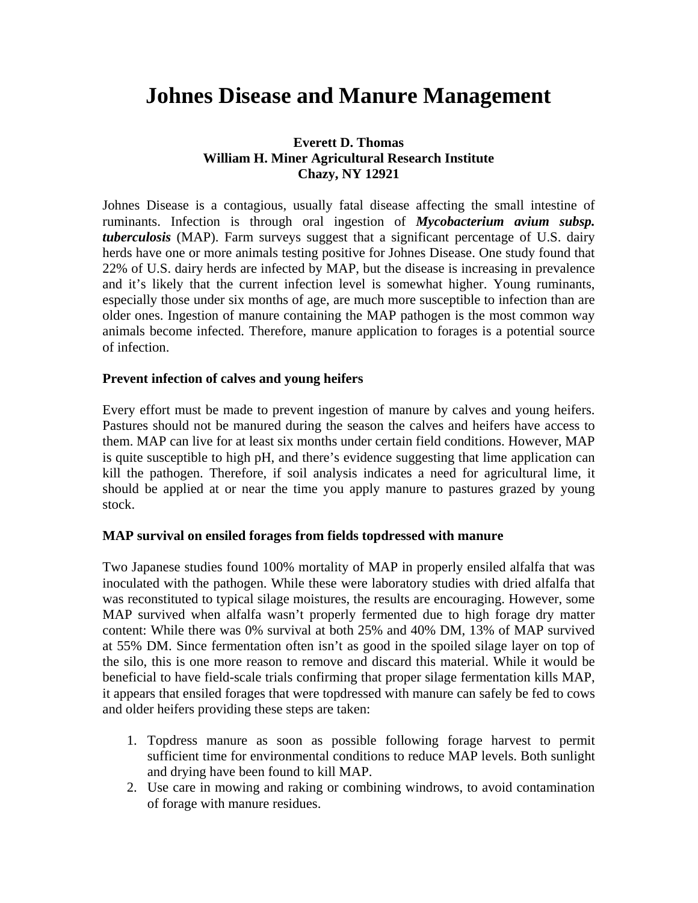# Johnes Disease and Manure Management

**Everett D. Thomas**
**William H. Miner Agricultural Research Institute**
**Chazy, NY 12921**

Johnes Disease is a contagious, usually fatal disease affecting the small intestine of ruminants. Infection is through oral ingestion of ***Mycobacterium avium subsp. tuberculosis*** (MAP). Farm surveys suggest that a significant percentage of U.S. dairy herds have one or more animals testing positive for Johnes Disease. One study found that 22% of U.S. dairy herds are infected by MAP, but the disease is increasing in prevalence and it's likely that the current infection level is somewhat higher. Young ruminants, especially those under six months of age, are much more susceptible to infection than are older ones. Ingestion of manure containing the MAP pathogen is the most common way animals become infected. Therefore, manure application to forages is a potential source of infection.

**Prevent infection of calves and young heifers**

Every effort must be made to prevent ingestion of manure by calves and young heifers. Pastures should not be manured during the season the calves and heifers have access to them. MAP can live for at least six months under certain field conditions. However, MAP is quite susceptible to high pH, and there's evidence suggesting that lime application can kill the pathogen. Therefore, if soil analysis indicates a need for agricultural lime, it should be applied at or near the time you apply manure to pastures grazed by young stock.

**MAP survival on ensiled forages from fields topdressed with manure**

Two Japanese studies found 100% mortality of MAP in properly ensiled alfalfa that was inoculated with the pathogen. While these were laboratory studies with dried alfalfa that was reconstituted to typical silage moistures, the results are encouraging. However, some MAP survived when alfalfa wasn't properly fermented due to high forage dry matter content: While there was 0% survival at both 25% and 40% DM, 13% of MAP survived at 55% DM. Since fermentation often isn't as good in the spoiled silage layer on top of the silo, this is one more reason to remove and discard this material. While it would be beneficial to have field-scale trials confirming that proper silage fermentation kills MAP, it appears that ensiled forages that were topdressed with manure can safely be fed to cows and older heifers providing these steps are taken:

1. Topdress manure as soon as possible following forage harvest to permit sufficient time for environmental conditions to reduce MAP levels. Both sunlight and drying have been found to kill MAP.
2. Use care in mowing and raking or combining windrows, to avoid contamination of forage with manure residues.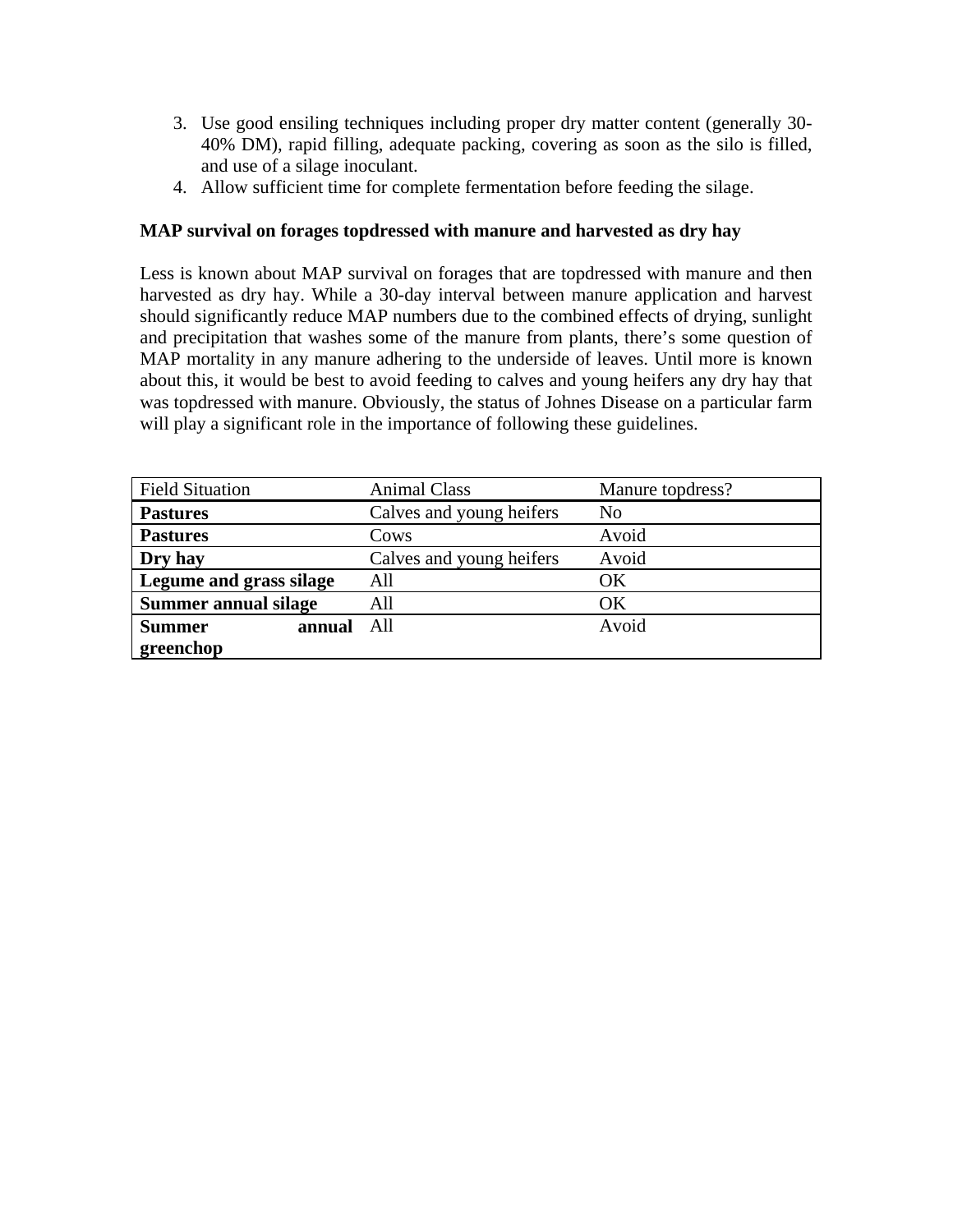3. Use good ensiling techniques including proper dry matter content (generally 30-40% DM), rapid filling, adequate packing, covering as soon as the silo is filled, and use of a silage inoculant.
4. Allow sufficient time for complete fermentation before feeding the silage.

**MAP survival on forages topdressed with manure and harvested as dry hay**

Less is known about MAP survival on forages that are topdressed with manure and then harvested as dry hay. While a 30-day interval between manure application and harvest should significantly reduce MAP numbers due to the combined effects of drying, sunlight and precipitation that washes some of the manure from plants, there's some question of MAP mortality in any manure adhering to the underside of leaves. Until more is known about this, it would be best to avoid feeding to calves and young heifers any dry hay that was topdressed with manure. Obviously, the status of Johnes Disease on a particular farm will play a significant role in the importance of following these guidelines.

| Field Situation | Animal Class | Manure topdress? |
|---|---|---|
| **Pastures** | Calves and young heifers | No |
| **Pastures** | Cows | Avoid |
| **Dry hay** | Calves and young heifers | Avoid |
| **Legume and grass silage** | All | OK |
| **Summer annual silage** | All | OK |
| **Summer annual greenchop** | All | Avoid |